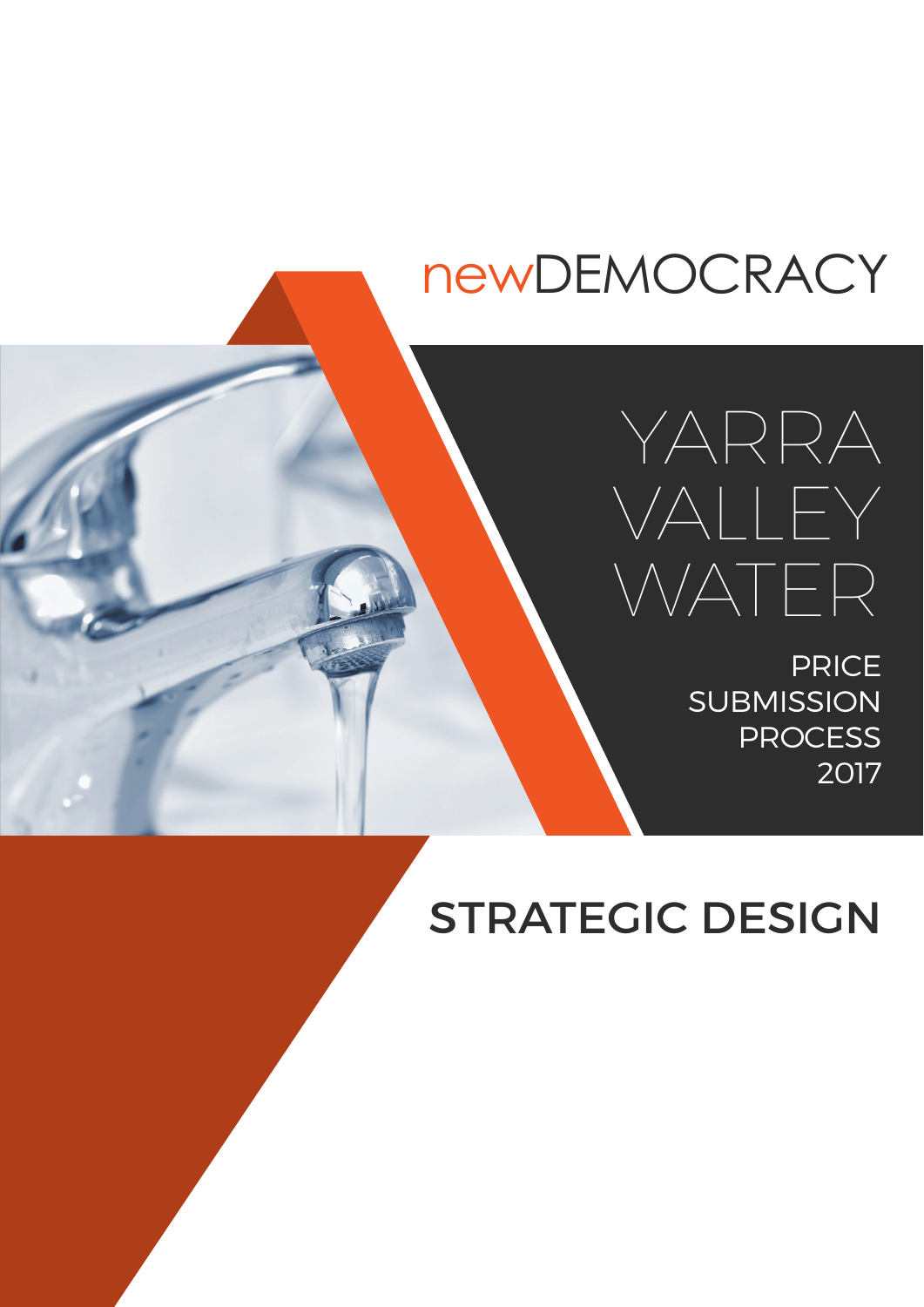newDEMOCRACY

# YARRA VALLEY WATER

PRICE SUBMISSION PROCESS 2017

## STRATEGIC DESIGN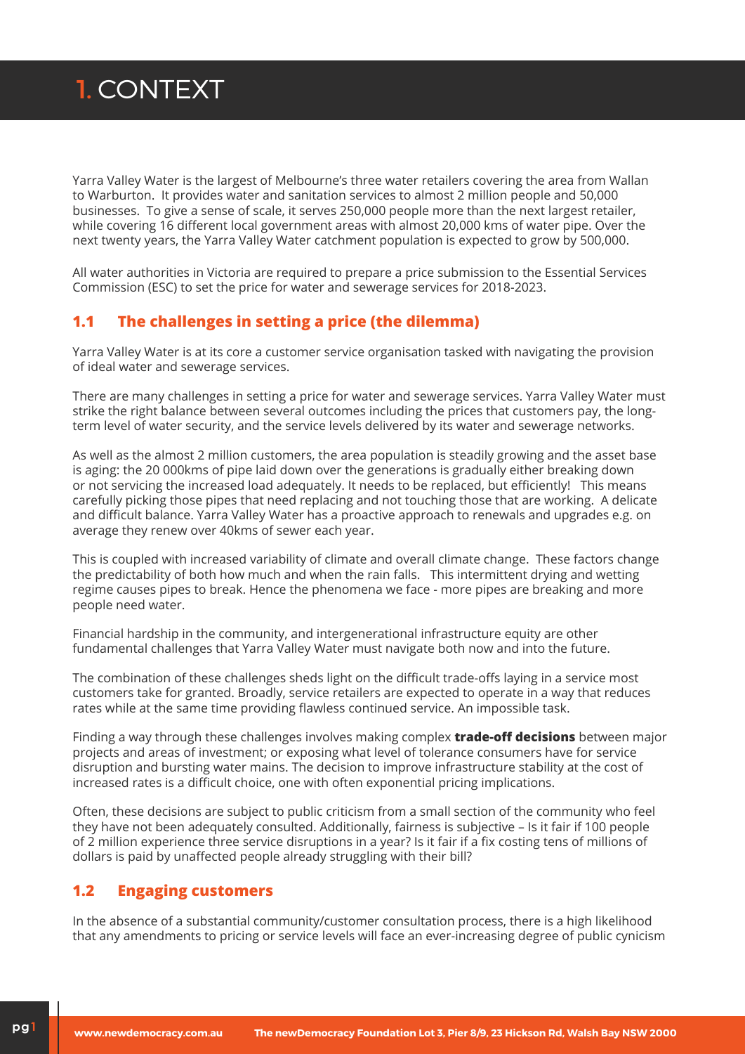# 1. CONTEXT

Yarra Valley Water is the largest of Melbourne's three water retailers covering the area from Wallan to Warburton. It provides water and sanitation services to almost 2 million people and 50,000 businesses. To give a sense of scale, it serves 250,000 people more than the next largest retailer, while covering 16 different local government areas with almost 20,000 kms of water pipe. Over the next twenty years, the Yarra Valley Water catchment population is expected to grow by 500,000.

All water authorities in Victoria are required to prepare a price submission to the Essential Services Commission (ESC) to set the price for water and sewerage services for 2018-2023.

## 1.1 The challenges in setting a price (the dilemma)

Yarra Valley Water is at its core a customer service organisation tasked with navigating the provision of ideal water and sewerage services.

There are many challenges in setting a price for water and sewerage services. Yarra Valley Water must strike the right balance between several outcomes including the prices that customers pay, the long-term level of water security, and the service levels delivered by its water and sewerage networks.

As well as the almost 2 million customers, the area population is steadily growing and the asset base is aging: the 20 000kms of pipe laid down over the generations is gradually either breaking down or not servicing the increased load adequately. It needs to be replaced, but efficiently! This means carefully picking those pipes that need replacing and not touching those that are working. A delicate and difficult balance. Yarra Valley Water has a proactive approach to renewals and upgrades e.g. on average they renew over 40kms of sewer each year.

This is coupled with increased variability of climate and overall climate change. These factors change the predictability of both how much and when the rain falls. This intermittent drying and wetting regime causes pipes to break. Hence the phenomena we face - more pipes are breaking and more people need water.

Financial hardship in the community, and intergenerational infrastructure equity are other fundamental challenges that Yarra Valley Water must navigate both now and into the future.

The combination of these challenges sheds light on the difficult trade-offs laying in a service most customers take for granted. Broadly, service retailers are expected to operate in a way that reduces rates while at the same time providing flawless continued service. An impossible task.

Finding a way through these challenges involves making complex **trade-off decisions** between major projects and areas of investment; or exposing what level of tolerance consumers have for service disruption and bursting water mains. The decision to improve infrastructure stability at the cost of increased rates is a difficult choice, one with often exponential pricing implications.

Often, these decisions are subject to public criticism from a small section of the community who feel they have not been adequately consulted. Additionally, fairness is subjective – Is it fair if 100 people of 2 million experience three service disruptions in a year? Is it fair if a fix costing tens of millions of dollars is paid by unaffected people already struggling with their bill?

## 1.2 Engaging customers

In the absence of a substantial community/customer consultation process, there is a high likelihood that any amendments to pricing or service levels will face an ever-increasing degree of public cynicism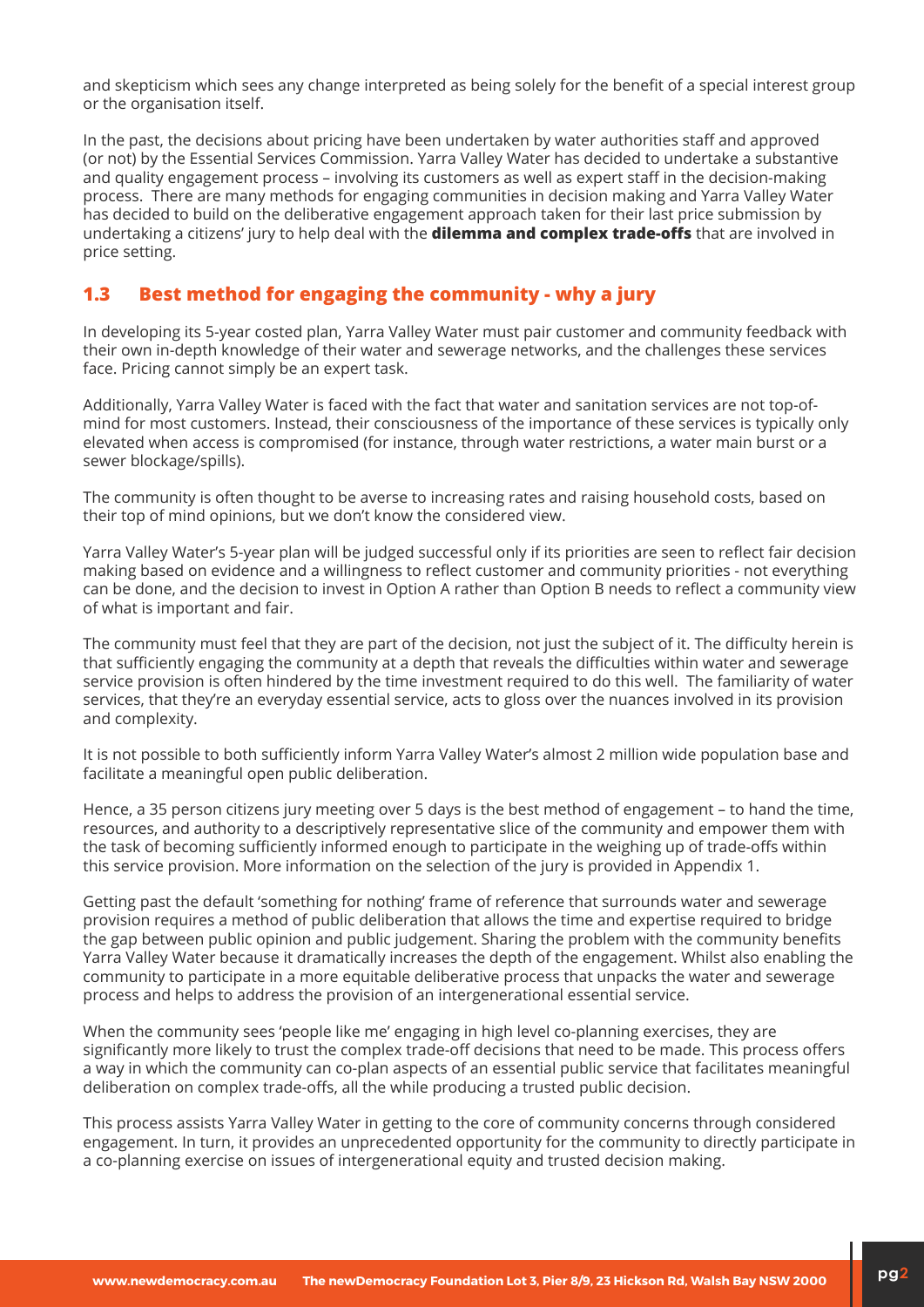and skepticism which sees any change interpreted as being solely for the benefit of a special interest group or the organisation itself.

In the past, the decisions about pricing have been undertaken by water authorities staff and approved (or not) by the Essential Services Commission. Yarra Valley Water has decided to undertake a substantive and quality engagement process – involving its customers as well as expert staff in the decision-making process. There are many methods for engaging communities in decision making and Yarra Valley Water has decided to build on the deliberative engagement approach taken for their last price submission by undertaking a citizens' jury to help deal with the **dilemma and complex trade-offs** that are involved in price setting.

## 1.3 Best method for engaging the community - why a jury

In developing its 5-year costed plan, Yarra Valley Water must pair customer and community feedback with their own in-depth knowledge of their water and sewerage networks, and the challenges these services face. Pricing cannot simply be an expert task.

Additionally, Yarra Valley Water is faced with the fact that water and sanitation services are not top-of-mind for most customers. Instead, their consciousness of the importance of these services is typically only elevated when access is compromised (for instance, through water restrictions, a water main burst or a sewer blockage/spills).

The community is often thought to be averse to increasing rates and raising household costs, based on their top of mind opinions, but we don't know the considered view.

Yarra Valley Water's 5-year plan will be judged successful only if its priorities are seen to reflect fair decision making based on evidence and a willingness to reflect customer and community priorities - not everything can be done, and the decision to invest in Option A rather than Option B needs to reflect a community view of what is important and fair.

The community must feel that they are part of the decision, not just the subject of it. The difficulty herein is that sufficiently engaging the community at a depth that reveals the difficulties within water and sewerage service provision is often hindered by the time investment required to do this well. The familiarity of water services, that they're an everyday essential service, acts to gloss over the nuances involved in its provision and complexity.

It is not possible to both sufficiently inform Yarra Valley Water's almost 2 million wide population base and facilitate a meaningful open public deliberation.

Hence, a 35 person citizens jury meeting over 5 days is the best method of engagement – to hand the time, resources, and authority to a descriptively representative slice of the community and empower them with the task of becoming sufficiently informed enough to participate in the weighing up of trade-offs within this service provision. More information on the selection of the jury is provided in Appendix 1.

Getting past the default 'something for nothing' frame of reference that surrounds water and sewerage provision requires a method of public deliberation that allows the time and expertise required to bridge the gap between public opinion and public judgement. Sharing the problem with the community benefits Yarra Valley Water because it dramatically increases the depth of the engagement. Whilst also enabling the community to participate in a more equitable deliberative process that unpacks the water and sewerage process and helps to address the provision of an intergenerational essential service.

When the community sees 'people like me' engaging in high level co-planning exercises, they are significantly more likely to trust the complex trade-off decisions that need to be made. This process offers a way in which the community can co-plan aspects of an essential public service that facilitates meaningful deliberation on complex trade-offs, all the while producing a trusted public decision.

This process assists Yarra Valley Water in getting to the core of community concerns through considered engagement. In turn, it provides an unprecedented opportunity for the community to directly participate in a co-planning exercise on issues of intergenerational equity and trusted decision making.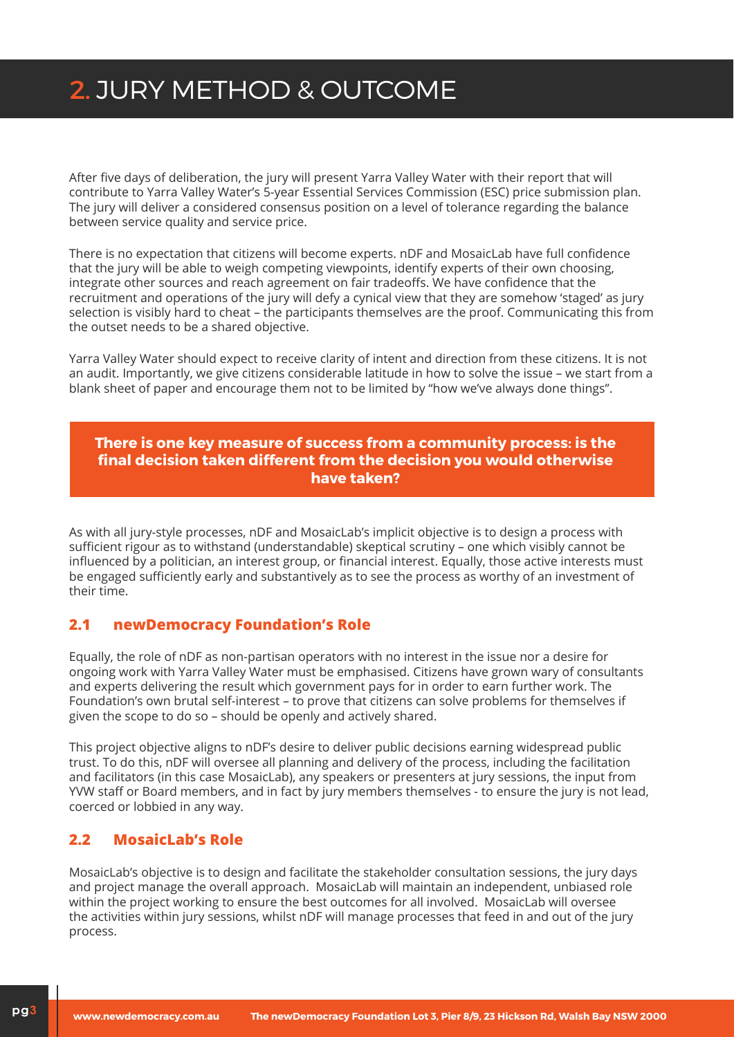# 2. JURY METHOD & OUTCOME

After five days of deliberation, the jury will present Yarra Valley Water with their report that will contribute to Yarra Valley Water's 5-year Essential Services Commission (ESC) price submission plan. The jury will deliver a considered consensus position on a level of tolerance regarding the balance between service quality and service price.

There is no expectation that citizens will become experts. nDF and MosaicLab have full confidence that the jury will be able to weigh competing viewpoints, identify experts of their own choosing, integrate other sources and reach agreement on fair tradeoffs. We have confidence that the recruitment and operations of the jury will defy a cynical view that they are somehow 'staged' as jury selection is visibly hard to cheat – the participants themselves are the proof. Communicating this from the outset needs to be a shared objective.

Yarra Valley Water should expect to receive clarity of intent and direction from these citizens. It is not an audit. Importantly, we give citizens considerable latitude in how to solve the issue – we start from a blank sheet of paper and encourage them not to be limited by "how we've always done things".

**There is one key measure of success from a community process: is the final decision taken different from the decision you would otherwise have taken?**

As with all jury-style processes, nDF and MosaicLab's implicit objective is to design a process with sufficient rigour as to withstand (understandable) skeptical scrutiny – one which visibly cannot be influenced by a politician, an interest group, or financial interest. Equally, those active interests must be engaged sufficiently early and substantively as to see the process as worthy of an investment of their time.

## 2.1 newDemocracy Foundation's Role

Equally, the role of nDF as non-partisan operators with no interest in the issue nor a desire for ongoing work with Yarra Valley Water must be emphasised. Citizens have grown wary of consultants and experts delivering the result which government pays for in order to earn further work. The Foundation's own brutal self-interest – to prove that citizens can solve problems for themselves if given the scope to do so – should be openly and actively shared.

This project objective aligns to nDF's desire to deliver public decisions earning widespread public trust. To do this, nDF will oversee all planning and delivery of the process, including the facilitation and facilitators (in this case MosaicLab), any speakers or presenters at jury sessions, the input from YVW staff or Board members, and in fact by jury members themselves - to ensure the jury is not lead, coerced or lobbied in any way.

## 2.2 MosaicLab's Role

MosaicLab's objective is to design and facilitate the stakeholder consultation sessions, the jury days and project manage the overall approach. MosaicLab will maintain an independent, unbiased role within the project working to ensure the best outcomes for all involved. MosaicLab will oversee the activities within jury sessions, whilst nDF will manage processes that feed in and out of the jury process.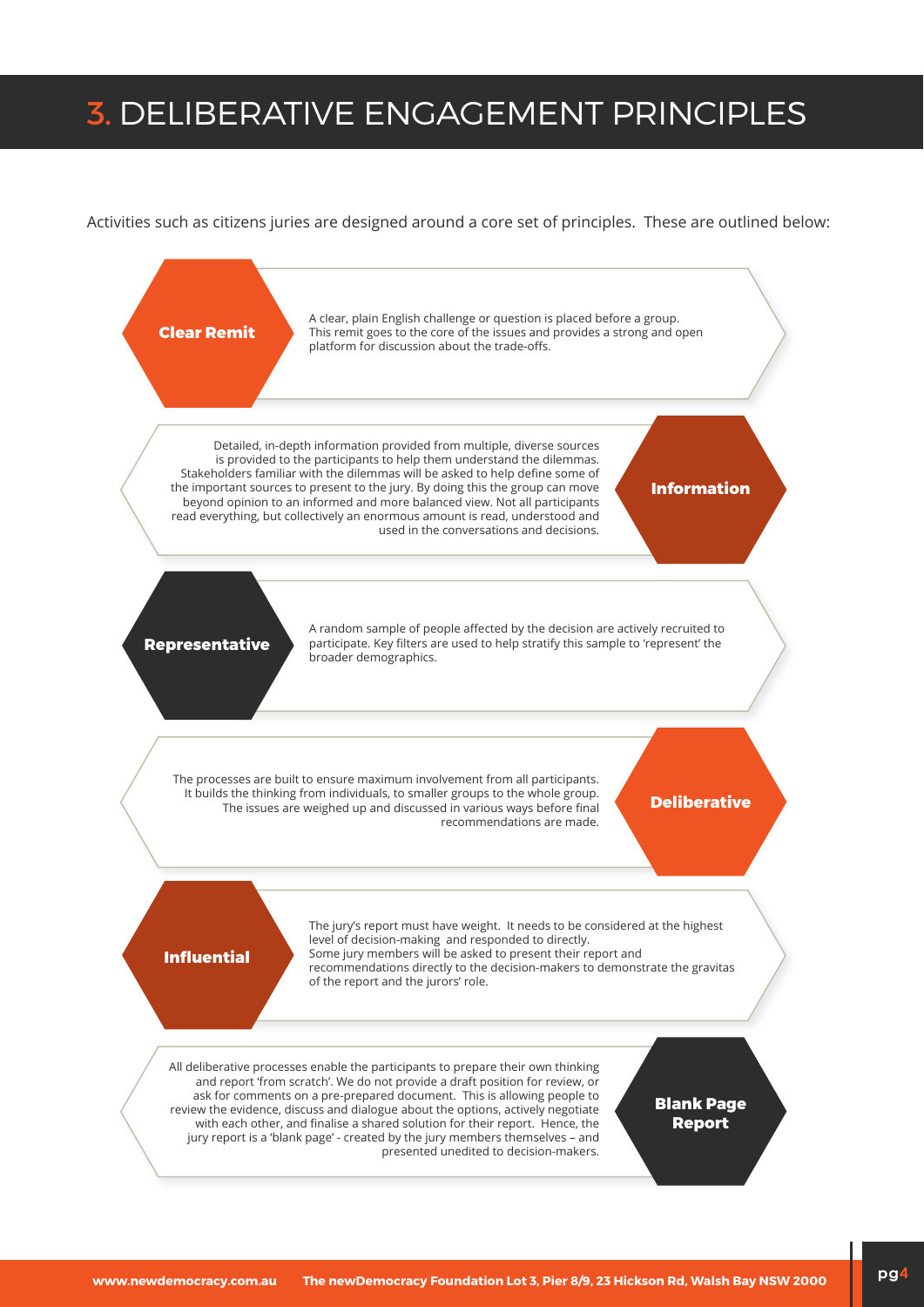# 3. DELIBERATIVE ENGAGEMENT PRINCIPLES

Activities such as citizens juries are designed around a core set of principles. These are outlined below:

**Clear Remit**

A clear, plain English challenge or question is placed before a group. This remit goes to the core of the issues and provides a strong and open platform for discussion about the trade-offs.

**Information**

Detailed, in-depth information provided from multiple, diverse sources is provided to the participants to help them understand the dilemmas. Stakeholders familiar with the dilemmas will be asked to help define some of the important sources to present to the jury. By doing this the group can move beyond opinion to an informed and more balanced view. Not all participants read everything, but collectively an enormous amount is read, understood and used in the conversations and decisions.

**Representative**

A random sample of people affected by the decision are actively recruited to participate. Key filters are used to help stratify this sample to 'represent' the broader demographics.

**Deliberative**

The processes are built to ensure maximum involvement from all participants. It builds the thinking from individuals, to smaller groups to the whole group. The issues are weighed up and discussed in various ways before final recommendations are made.

**Influential**

The jury's report must have weight. It needs to be considered at the highest level of decision-making and responded to directly.
Some jury members will be asked to present their report and recommendations directly to the decision-makers to demonstrate the gravitas of the report and the jurors' role.

**Blank Page Report**

All deliberative processes enable the participants to prepare their own thinking and report 'from scratch'. We do not provide a draft position for review, or ask for comments on a pre-prepared document. This is allowing people to review the evidence, discuss and dialogue about the options, actively negotiate with each other, and finalise a shared solution for their report. Hence, the jury report is a 'blank page' - created by the jury members themselves – and presented unedited to decision-makers.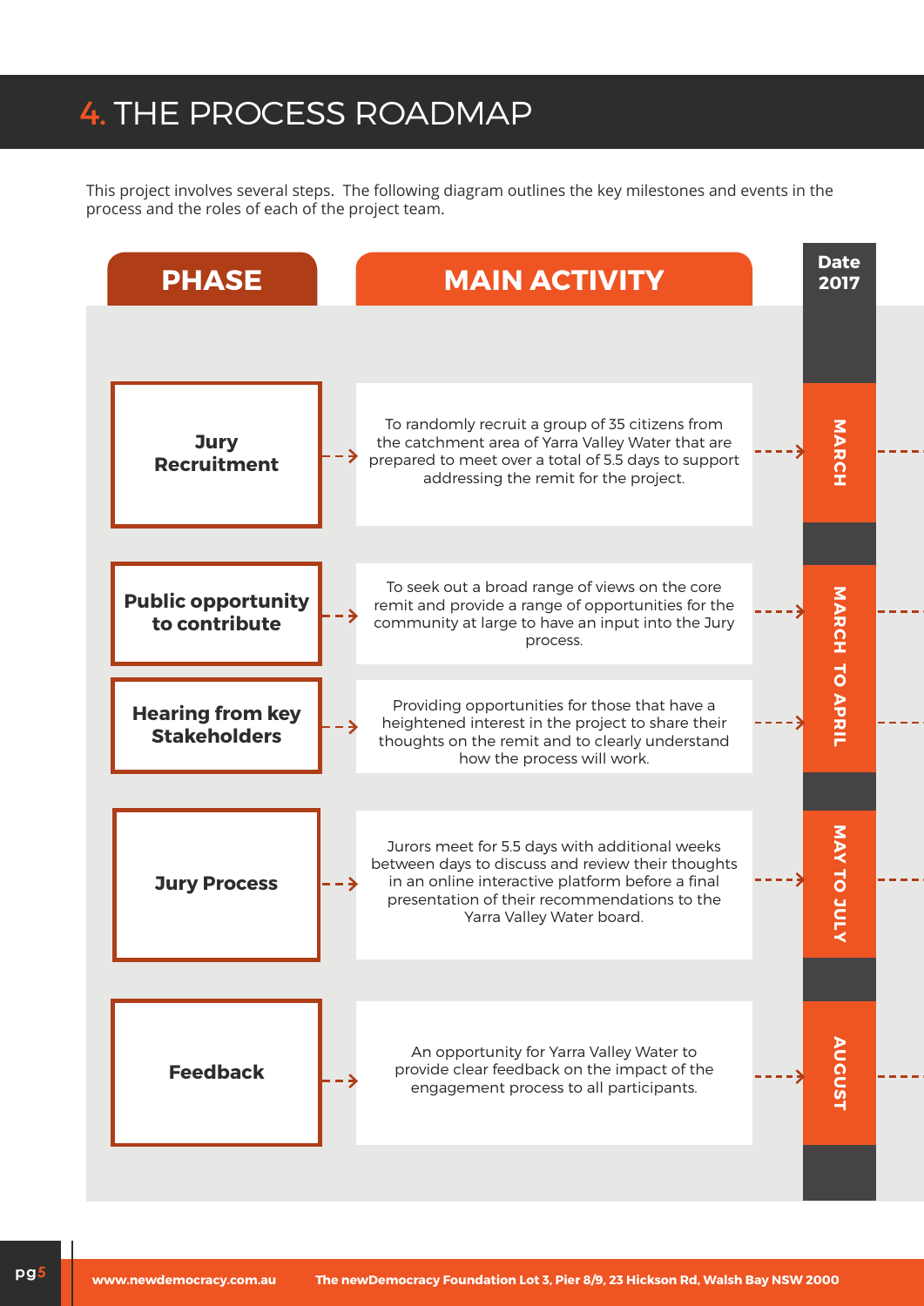# 4. THE PROCESS ROADMAP

This project involves several steps. The following diagram outlines the key milestones and events in the process and the roles of each of the project team.

| PHASE | MAIN ACTIVITY | Date 2017 |
|---|---|---|
| **Jury Recruitment** | To randomly recruit a group of 35 citizens from the catchment area of Yarra Valley Water that are prepared to meet over a total of 5.5 days to support addressing the remit for the project. | MARCH |
| **Public opportunity to contribute** | To seek out a broad range of views on the core remit and provide a range of opportunities for the community at large to have an input into the Jury process. | MARCH TO APRIL |
| **Hearing from key Stakeholders** | Providing opportunities for those that have a heightened interest in the project to share their thoughts on the remit and to clearly understand how the process will work. | MARCH TO APRIL |
| **Jury Process** | Jurors meet for 5.5 days with additional weeks between days to discuss and review their thoughts in an online interactive platform before a final presentation of their recommendations to the Yarra Valley Water board. | MAY TO JULY |
| **Feedback** | An opportunity for Yarra Valley Water to provide clear feedback on the impact of the engagement process to all participants. | AUGUST |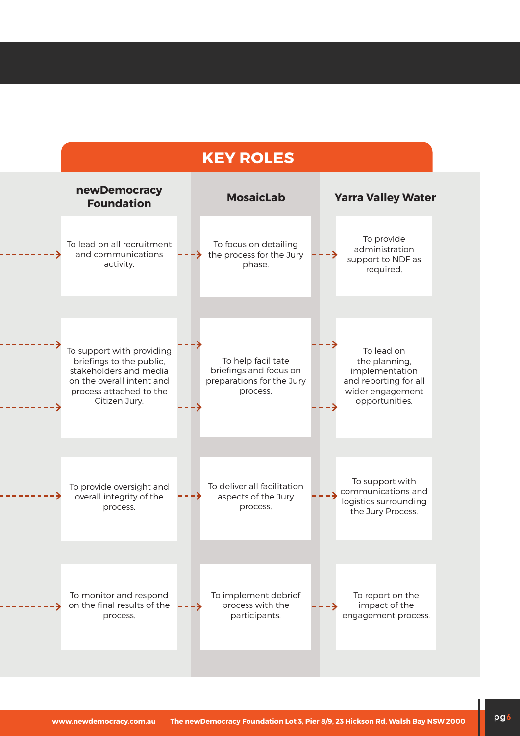# KEY ROLES

| newDemocracy Foundation | MosaicLab | Yarra Valley Water |
| --- | --- | --- |
| To lead on all recruitment and communications activity. | To focus on detailing the process for the Jury phase. | To provide administration support to NDF as required. |
| To support with providing briefings to the public, stakeholders and media on the overall intent and process attached to the Citizen Jury. | To help facilitate briefings and focus on preparations for the Jury process. | To lead on the planning, implementation and reporting for all wider engagement opportunities. |
| To provide oversight and overall integrity of the process. | To deliver all facilitation aspects of the Jury process. | To support with communications and logistics surrounding the Jury Process. |
| To monitor and respond on the final results of the process. | To implement debrief process with the participants. | To report on the impact of the engagement process. |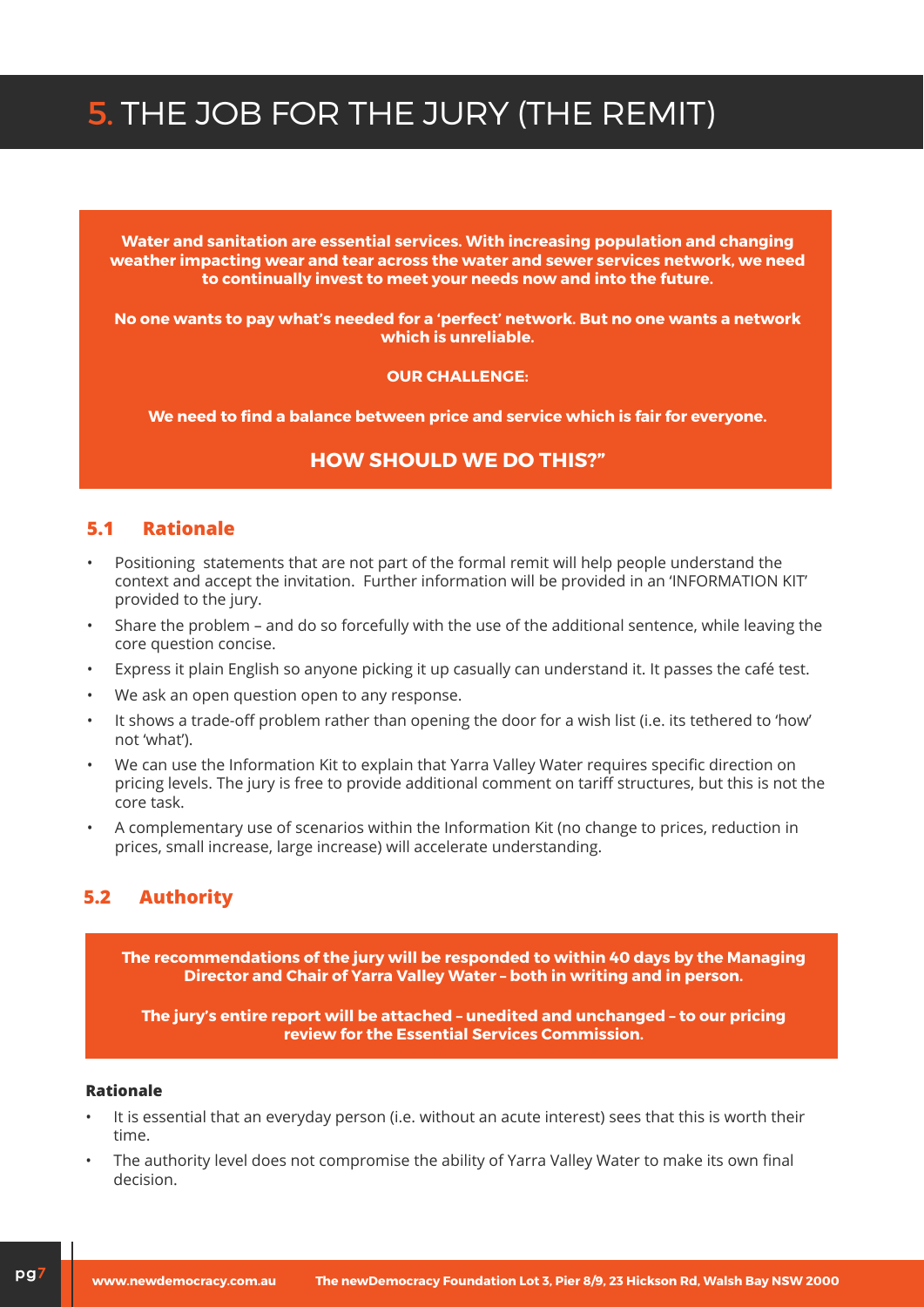# 5. THE JOB FOR THE JURY (THE REMIT)

**Water and sanitation are essential services. With increasing population and changing weather impacting wear and tear across the water and sewer services network, we need to continually invest to meet your needs now and into the future.**

**No one wants to pay what's needed for a 'perfect' network. But no one wants a network which is unreliable.**

**OUR CHALLENGE:**

**We need to find a balance between price and service which is fair for everyone.**

**HOW SHOULD WE DO THIS?"**

## 5.1 Rationale

- Positioning statements that are not part of the formal remit will help people understand the context and accept the invitation. Further information will be provided in an 'INFORMATION KIT' provided to the jury.
- Share the problem – and do so forcefully with the use of the additional sentence, while leaving the core question concise.
- Express it plain English so anyone picking it up casually can understand it. It passes the café test.
- We ask an open question open to any response.
- It shows a trade-off problem rather than opening the door for a wish list (i.e. its tethered to 'how' not 'what').
- We can use the Information Kit to explain that Yarra Valley Water requires specific direction on pricing levels. The jury is free to provide additional comment on tariff structures, but this is not the core task.
- A complementary use of scenarios within the Information Kit (no change to prices, reduction in prices, small increase, large increase) will accelerate understanding.

## 5.2 Authority

**The recommendations of the jury will be responded to within 40 days by the Managing Director and Chair of Yarra Valley Water – both in writing and in person.**

**The jury's entire report will be attached – unedited and unchanged – to our pricing review for the Essential Services Commission.**

**Rationale**

- It is essential that an everyday person (i.e. without an acute interest) sees that this is worth their time.
- The authority level does not compromise the ability of Yarra Valley Water to make its own final decision.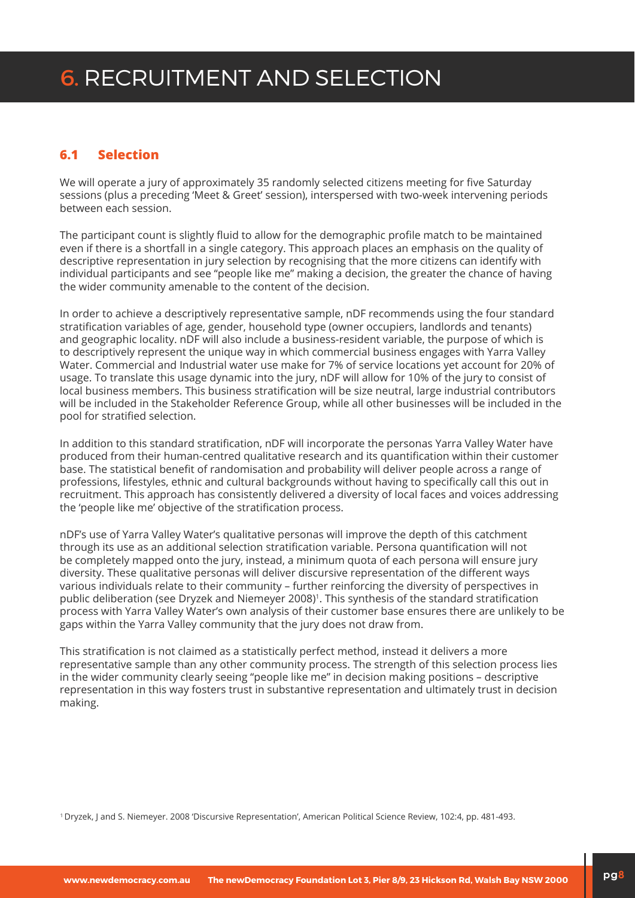# 6. RECRUITMENT AND SELECTION

## 6.1 Selection

We will operate a jury of approximately 35 randomly selected citizens meeting for five Saturday sessions (plus a preceding 'Meet & Greet' session), interspersed with two-week intervening periods between each session.

The participant count is slightly fluid to allow for the demographic profile match to be maintained even if there is a shortfall in a single category. This approach places an emphasis on the quality of descriptive representation in jury selection by recognising that the more citizens can identify with individual participants and see "people like me" making a decision, the greater the chance of having the wider community amenable to the content of the decision.

In order to achieve a descriptively representative sample, nDF recommends using the four standard stratification variables of age, gender, household type (owner occupiers, landlords and tenants) and geographic locality. nDF will also include a business-resident variable, the purpose of which is to descriptively represent the unique way in which commercial business engages with Yarra Valley Water. Commercial and Industrial water use make for 7% of service locations yet account for 20% of usage. To translate this usage dynamic into the jury, nDF will allow for 10% of the jury to consist of local business members. This business stratification will be size neutral, large industrial contributors will be included in the Stakeholder Reference Group, while all other businesses will be included in the pool for stratified selection.

In addition to this standard stratification, nDF will incorporate the personas Yarra Valley Water have produced from their human-centred qualitative research and its quantification within their customer base. The statistical benefit of randomisation and probability will deliver people across a range of professions, lifestyles, ethnic and cultural backgrounds without having to specifically call this out in recruitment. This approach has consistently delivered a diversity of local faces and voices addressing the 'people like me' objective of the stratification process.

nDF's use of Yarra Valley Water's qualitative personas will improve the depth of this catchment through its use as an additional selection stratification variable. Persona quantification will not be completely mapped onto the jury, instead, a minimum quota of each persona will ensure jury diversity. These qualitative personas will deliver discursive representation of the different ways various individuals relate to their community – further reinforcing the diversity of perspectives in public deliberation (see Dryzek and Niemeyer 2008)[1]. This synthesis of the standard stratification process with Yarra Valley Water's own analysis of their customer base ensures there are unlikely to be gaps within the Yarra Valley community that the jury does not draw from.

This stratification is not claimed as a statistically perfect method, instead it delivers a more representative sample than any other community process. The strength of this selection process lies in the wider community clearly seeing "people like me" in decision making positions – descriptive representation in this way fosters trust in substantive representation and ultimately trust in decision making.

[1] Dryzek, J and S. Niemeyer. 2008 'Discursive Representation', American Political Science Review, 102:4, pp. 481-493.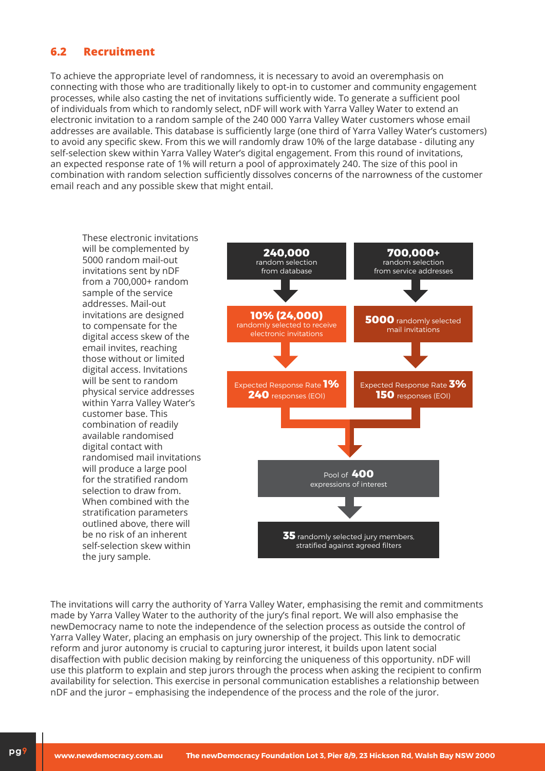## 6.2 Recruitment

To achieve the appropriate level of randomness, it is necessary to avoid an overemphasis on connecting with those who are traditionally likely to opt-in to customer and community engagement processes, while also casting the net of invitations sufficiently wide. To generate a sufficient pool of individuals from which to randomly select, nDF will work with Yarra Valley Water to extend an electronic invitation to a random sample of the 240 000 Yarra Valley Water customers whose email addresses are available. This database is sufficiently large (one third of Yarra Valley Water's customers) to avoid any specific skew. From this we will randomly draw 10% of the large database - diluting any self-selection skew within Yarra Valley Water's digital engagement. From this round of invitations, an expected response rate of 1% will return a pool of approximately 240. The size of this pool in combination with random selection sufficiently dissolves concerns of the narrowness of the customer email reach and any possible skew that might entail.

These electronic invitations will be complemented by 5000 random mail-out invitations sent by nDF from a 700,000+ random sample of the service addresses. Mail-out invitations are designed to compensate for the digital access skew of the email invites, reaching those without or limited digital access. Invitations will be sent to random physical service addresses within Yarra Valley Water's customer base. This combination of readily available randomised digital contact with randomised mail invitations will produce a large pool for the stratified random selection to draw from. When combined with the stratification parameters outlined above, there will be no risk of an inherent self-selection skew within the jury sample.

**240,000** random selection from database → **10% (24,000)** randomly selected to receive electronic invitations → Expected Response Rate **1%** **240** responses (EOI)

**700,000+** random selection from service addresses → **5000** randomly selected mail invitations → Expected Response Rate **3%** **150** responses (EOI)

→ Pool of **400** expressions of interest

→ **35** randomly selected jury members, stratified against agreed filters

The invitations will carry the authority of Yarra Valley Water, emphasising the remit and commitments made by Yarra Valley Water to the authority of the jury's final report. We will also emphasise the newDemocracy name to note the independence of the selection process as outside the control of Yarra Valley Water, placing an emphasis on jury ownership of the project. This link to democratic reform and juror autonomy is crucial to capturing juror interest, it builds upon latent social disaffection with public decision making by reinforcing the uniqueness of this opportunity. nDF will use this platform to explain and step jurors through the process when asking the recipient to confirm availability for selection. This exercise in personal communication establishes a relationship between nDF and the juror – emphasising the independence of the process and the role of the juror.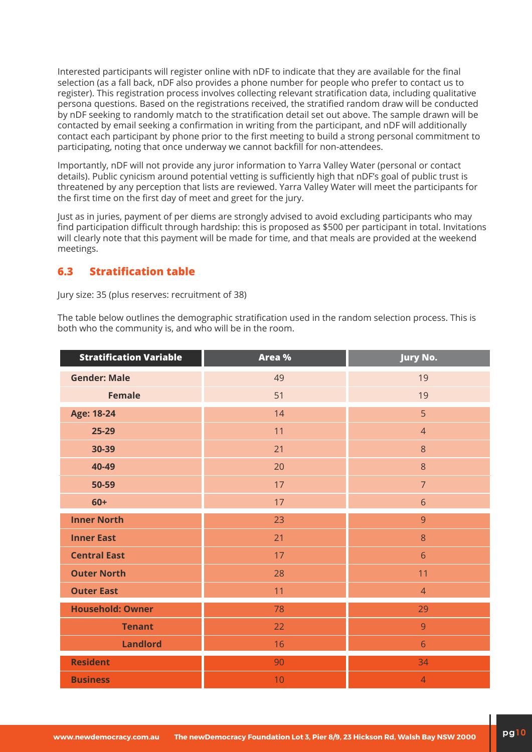Interested participants will register online with nDF to indicate that they are available for the final selection (as a fall back, nDF also provides a phone number for people who prefer to contact us to register). This registration process involves collecting relevant stratification data, including qualitative persona questions. Based on the registrations received, the stratified random draw will be conducted by nDF seeking to randomly match to the stratification detail set out above. The sample drawn will be contacted by email seeking a confirmation in writing from the participant, and nDF will additionally contact each participant by phone prior to the first meeting to build a strong personal commitment to participating, noting that once underway we cannot backfill for non-attendees.

Importantly, nDF will not provide any juror information to Yarra Valley Water (personal or contact details). Public cynicism around potential vetting is sufficiently high that nDF's goal of public trust is threatened by any perception that lists are reviewed. Yarra Valley Water will meet the participants for the first time on the first day of meet and greet for the jury.

Just as in juries, payment of per diems are strongly advised to avoid excluding participants who may find participation difficult through hardship: this is proposed as $500 per participant in total. Invitations will clearly note that this payment will be made for time, and that meals are provided at the weekend meetings.

## 6.3 Stratification table

Jury size: 35 (plus reserves: recruitment of 38)

The table below outlines the demographic stratification used in the random selection process. This is both who the community is, and who will be in the room.

| Stratification Variable | Area % | Jury No. |
|---|---|---|
| **Gender: Male** | 49 | 19 |
| **Female** | 51 | 19 |
| **Age: 18-24** | 14 | 5 |
| **25-29** | 11 | 4 |
| **30-39** | 21 | 8 |
| **40-49** | 20 | 8 |
| **50-59** | 17 | 7 |
| **60+** | 17 | 6 |
| **Inner North** | 23 | 9 |
| **Inner East** | 21 | 8 |
| **Central East** | 17 | 6 |
| **Outer North** | 28 | 11 |
| **Outer East** | 11 | 4 |
| **Household: Owner** | 78 | 29 |
| **Tenant** | 22 | 9 |
| **Landlord** | 16 | 6 |
| **Resident** | 90 | 34 |
| **Business** | 10 | 4 |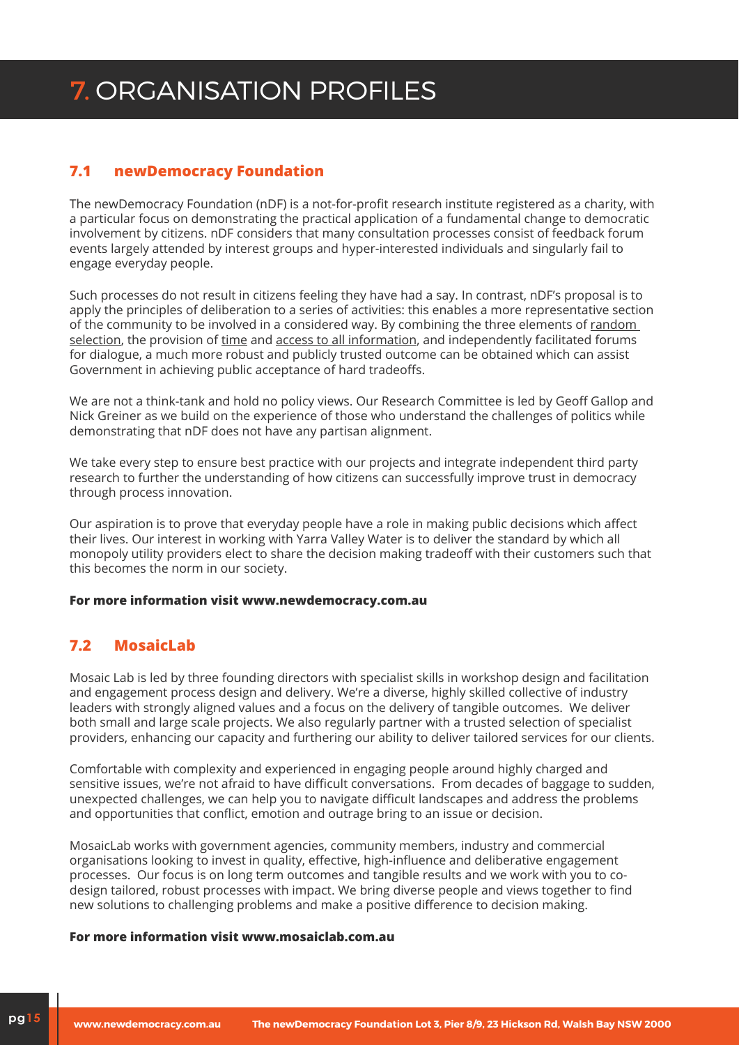# 7. ORGANISATION PROFILES

## 7.1 newDemocracy Foundation

The newDemocracy Foundation (nDF) is a not-for-profit research institute registered as a charity, with a particular focus on demonstrating the practical application of a fundamental change to democratic involvement by citizens. nDF considers that many consultation processes consist of feedback forum events largely attended by interest groups and hyper-interested individuals and singularly fail to engage everyday people.

Such processes do not result in citizens feeling they have had a say. In contrast, nDF's proposal is to apply the principles of deliberation to a series of activities: this enables a more representative section of the community to be involved in a considered way. By combining the three elements of random selection, the provision of time and access to all information, and independently facilitated forums for dialogue, a much more robust and publicly trusted outcome can be obtained which can assist Government in achieving public acceptance of hard tradeoffs.

We are not a think-tank and hold no policy views. Our Research Committee is led by Geoff Gallop and Nick Greiner as we build on the experience of those who understand the challenges of politics while demonstrating that nDF does not have any partisan alignment.

We take every step to ensure best practice with our projects and integrate independent third party research to further the understanding of how citizens can successfully improve trust in democracy through process innovation.

Our aspiration is to prove that everyday people have a role in making public decisions which affect their lives. Our interest in working with Yarra Valley Water is to deliver the standard by which all monopoly utility providers elect to share the decision making tradeoff with their customers such that this becomes the norm in our society.

**For more information visit www.newdemocracy.com.au**

## 7.2 MosaicLab

Mosaic Lab is led by three founding directors with specialist skills in workshop design and facilitation and engagement process design and delivery. We're a diverse, highly skilled collective of industry leaders with strongly aligned values and a focus on the delivery of tangible outcomes. We deliver both small and large scale projects. We also regularly partner with a trusted selection of specialist providers, enhancing our capacity and furthering our ability to deliver tailored services for our clients.

Comfortable with complexity and experienced in engaging people around highly charged and sensitive issues, we're not afraid to have difficult conversations. From decades of baggage to sudden, unexpected challenges, we can help you to navigate difficult landscapes and address the problems and opportunities that conflict, emotion and outrage bring to an issue or decision.

MosaicLab works with government agencies, community members, industry and commercial organisations looking to invest in quality, effective, high-influence and deliberative engagement processes. Our focus is on long term outcomes and tangible results and we work with you to co-design tailored, robust processes with impact. We bring diverse people and views together to find new solutions to challenging problems and make a positive difference to decision making.

**For more information visit www.mosaiclab.com.au**